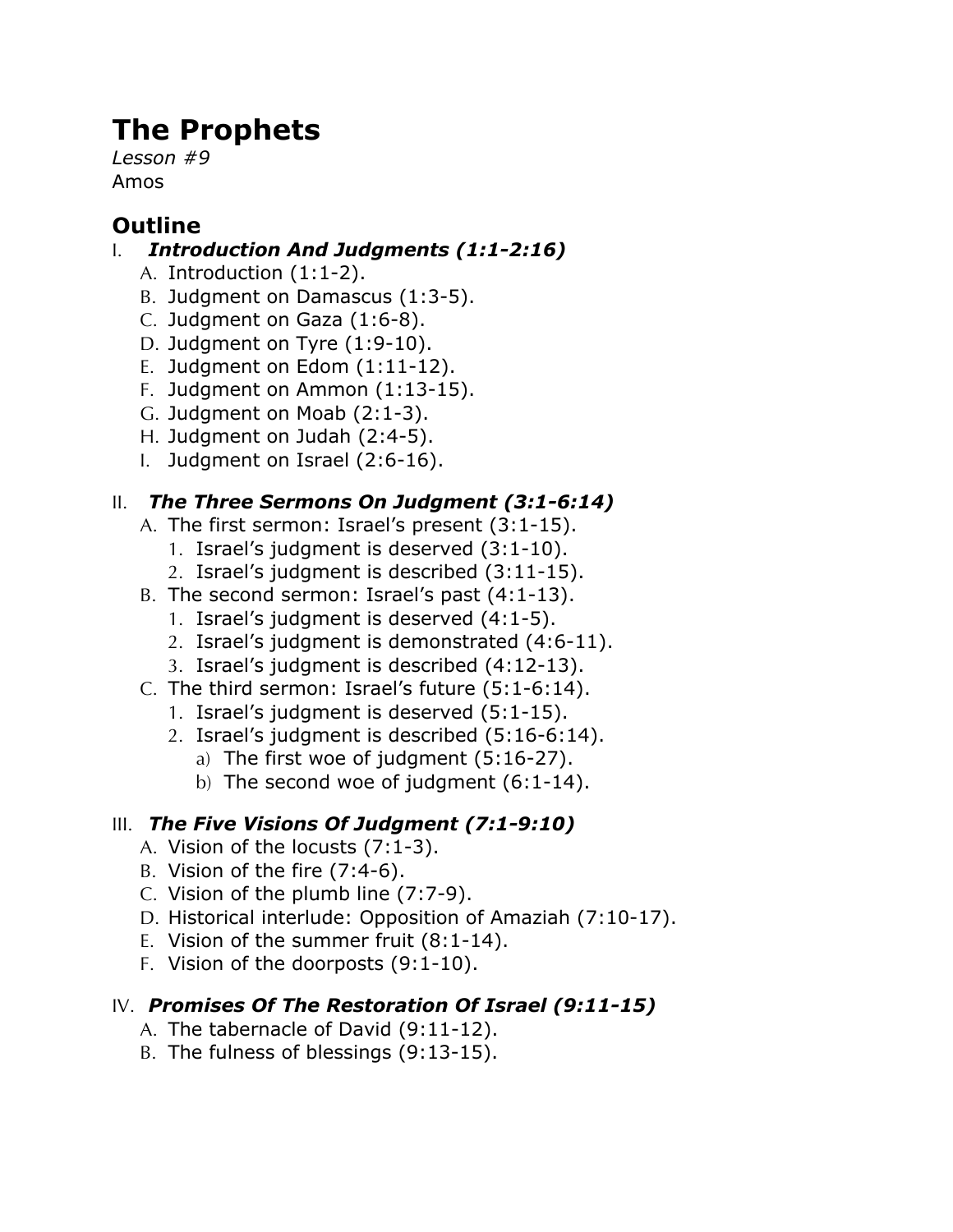# The Prophets

*Lesson #9*

Amos

## Outline

I. ***Introduction And Judgments (1:1-2:16)***
   A. Introduction (1:1-2).
   B. Judgment on Damascus (1:3-5).
   C. Judgment on Gaza (1:6-8).
   D. Judgment on Tyre (1:9-10).
   E. Judgment on Edom (1:11-12).
   F. Judgment on Ammon (1:13-15).
   G. Judgment on Moab (2:1-3).
   H. Judgment on Judah (2:4-5).
   I. Judgment on Israel (2:6-16).

II. ***The Three Sermons On Judgment (3:1-6:14)***
   A. The first sermon: Israel's present (3:1-15).
      1. Israel's judgment is deserved (3:1-10).
      2. Israel's judgment is described (3:11-15).
   B. The second sermon: Israel's past (4:1-13).
      1. Israel's judgment is deserved (4:1-5).
      2. Israel's judgment is demonstrated (4:6-11).
      3. Israel's judgment is described (4:12-13).
   C. The third sermon: Israel's future (5:1-6:14).
      1. Israel's judgment is deserved (5:1-15).
      2. Israel's judgment is described (5:16-6:14).
         a) The first woe of judgment (5:16-27).
         b) The second woe of judgment (6:1-14).

III. ***The Five Visions Of Judgment (7:1-9:10)***
   A. Vision of the locusts (7:1-3).
   B. Vision of the fire (7:4-6).
   C. Vision of the plumb line (7:7-9).
   D. Historical interlude: Opposition of Amaziah (7:10-17).
   E. Vision of the summer fruit (8:1-14).
   F. Vision of the doorposts (9:1-10).

IV. ***Promises Of The Restoration Of Israel (9:11-15)***
   A. The tabernacle of David (9:11-12).
   B. The fulness of blessings (9:13-15).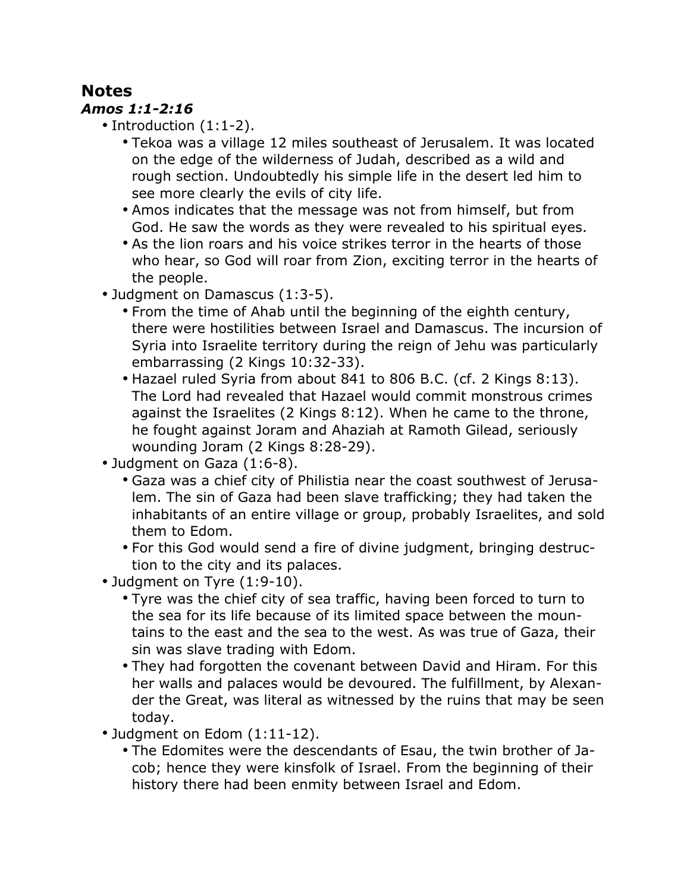## Notes

### *Amos 1:1-2:16*

- Introduction (1:1-2).
  - Tekoa was a village 12 miles southeast of Jerusalem. It was located on the edge of the wilderness of Judah, described as a wild and rough section. Undoubtedly his simple life in the desert led him to see more clearly the evils of city life.
  - Amos indicates that the message was not from himself, but from God. He saw the words as they were revealed to his spiritual eyes.
  - As the lion roars and his voice strikes terror in the hearts of those who hear, so God will roar from Zion, exciting terror in the hearts of the people.
- Judgment on Damascus (1:3-5).
  - From the time of Ahab until the beginning of the eighth century, there were hostilities between Israel and Damascus. The incursion of Syria into Israelite territory during the reign of Jehu was particularly embarrassing (2 Kings 10:32-33).
  - Hazael ruled Syria from about 841 to 806 B.C. (cf. 2 Kings 8:13). The Lord had revealed that Hazael would commit monstrous crimes against the Israelites (2 Kings 8:12). When he came to the throne, he fought against Joram and Ahaziah at Ramoth Gilead, seriously wounding Joram (2 Kings 8:28-29).
- Judgment on Gaza (1:6-8).
  - Gaza was a chief city of Philistia near the coast southwest of Jerusalem. The sin of Gaza had been slave trafficking; they had taken the inhabitants of an entire village or group, probably Israelites, and sold them to Edom.
  - For this God would send a fire of divine judgment, bringing destruction to the city and its palaces.
- Judgment on Tyre (1:9-10).
  - Tyre was the chief city of sea traffic, having been forced to turn to the sea for its life because of its limited space between the mountains to the east and the sea to the west. As was true of Gaza, their sin was slave trading with Edom.
  - They had forgotten the covenant between David and Hiram. For this her walls and palaces would be devoured. The fulfillment, by Alexander the Great, was literal as witnessed by the ruins that may be seen today.
- Judgment on Edom (1:11-12).
  - The Edomites were the descendants of Esau, the twin brother of Jacob; hence they were kinsfolk of Israel. From the beginning of their history there had been enmity between Israel and Edom.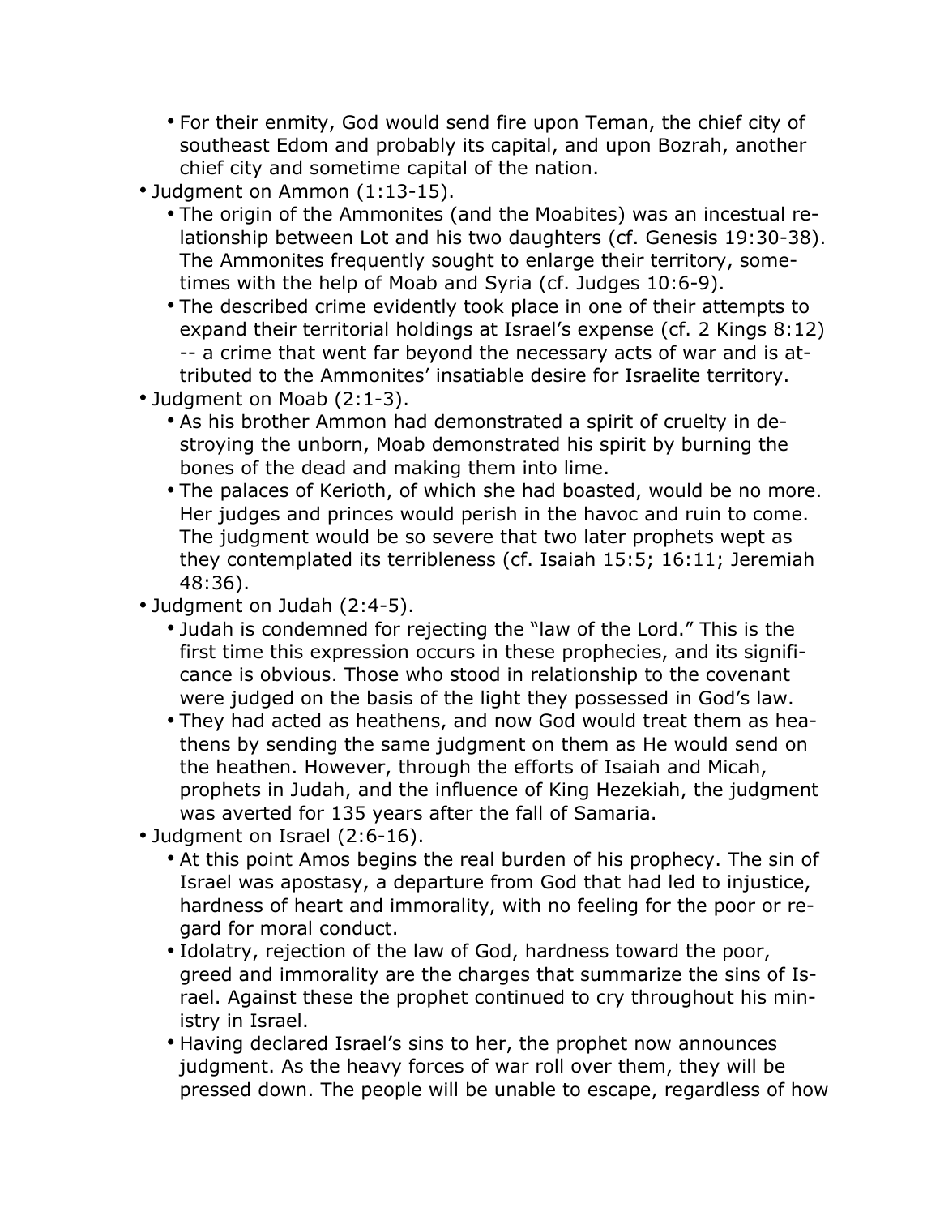- For their enmity, God would send fire upon Teman, the chief city of southeast Edom and probably its capital, and upon Bozrah, another chief city and sometime capital of the nation.
- Judgment on Ammon (1:13-15).
  - The origin of the Ammonites (and the Moabites) was an incestual relationship between Lot and his two daughters (cf. Genesis 19:30-38). The Ammonites frequently sought to enlarge their territory, sometimes with the help of Moab and Syria (cf. Judges 10:6-9).
  - The described crime evidently took place in one of their attempts to expand their territorial holdings at Israel's expense (cf. 2 Kings 8:12) -- a crime that went far beyond the necessary acts of war and is attributed to the Ammonites' insatiable desire for Israelite territory.
- Judgment on Moab (2:1-3).
  - As his brother Ammon had demonstrated a spirit of cruelty in destroying the unborn, Moab demonstrated his spirit by burning the bones of the dead and making them into lime.
  - The palaces of Kerioth, of which she had boasted, would be no more. Her judges and princes would perish in the havoc and ruin to come. The judgment would be so severe that two later prophets wept as they contemplated its terribleness (cf. Isaiah 15:5; 16:11; Jeremiah 48:36).
- Judgment on Judah (2:4-5).
  - Judah is condemned for rejecting the "law of the Lord." This is the first time this expression occurs in these prophecies, and its significance is obvious. Those who stood in relationship to the covenant were judged on the basis of the light they possessed in God's law.
  - They had acted as heathens, and now God would treat them as heathens by sending the same judgment on them as He would send on the heathen. However, through the efforts of Isaiah and Micah, prophets in Judah, and the influence of King Hezekiah, the judgment was averted for 135 years after the fall of Samaria.
- Judgment on Israel (2:6-16).
  - At this point Amos begins the real burden of his prophecy. The sin of Israel was apostasy, a departure from God that had led to injustice, hardness of heart and immorality, with no feeling for the poor or regard for moral conduct.
  - Idolatry, rejection of the law of God, hardness toward the poor, greed and immorality are the charges that summarize the sins of Israel. Against these the prophet continued to cry throughout his ministry in Israel.
  - Having declared Israel's sins to her, the prophet now announces judgment. As the heavy forces of war roll over them, they will be pressed down. The people will be unable to escape, regardless of how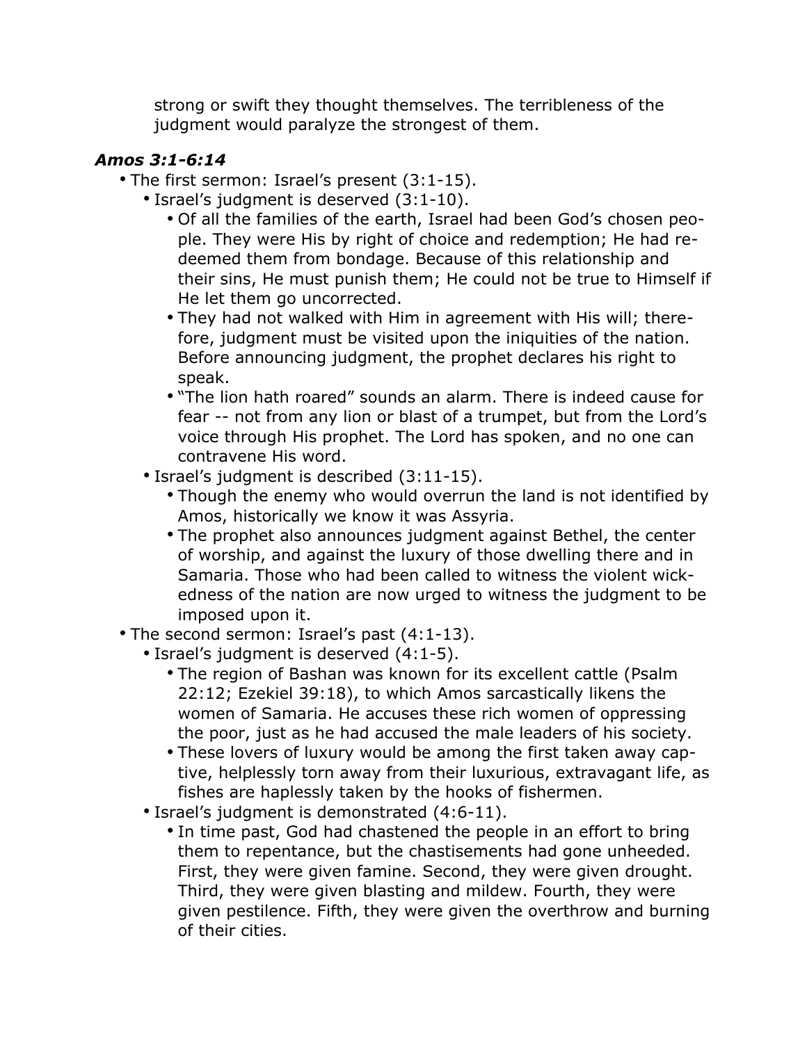strong or swift they thought themselves. The terribleness of the judgment would paralyze the strongest of them.

### *Amos 3:1-6:14*

- The first sermon: Israel's present (3:1-15).
  - Israel's judgment is deserved (3:1-10).
    - Of all the families of the earth, Israel had been God's chosen people. They were His by right of choice and redemption; He had redeemed them from bondage. Because of this relationship and their sins, He must punish them; He could not be true to Himself if He let them go uncorrected.
    - They had not walked with Him in agreement with His will; therefore, judgment must be visited upon the iniquities of the nation. Before announcing judgment, the prophet declares his right to speak.
    - "The lion hath roared" sounds an alarm. There is indeed cause for fear -- not from any lion or blast of a trumpet, but from the Lord's voice through His prophet. The Lord has spoken, and no one can contravene His word.
  - Israel's judgment is described (3:11-15).
    - Though the enemy who would overrun the land is not identified by Amos, historically we know it was Assyria.
    - The prophet also announces judgment against Bethel, the center of worship, and against the luxury of those dwelling there and in Samaria. Those who had been called to witness the violent wickedness of the nation are now urged to witness the judgment to be imposed upon it.
- The second sermon: Israel's past (4:1-13).
  - Israel's judgment is deserved (4:1-5).
    - The region of Bashan was known for its excellent cattle (Psalm 22:12; Ezekiel 39:18), to which Amos sarcastically likens the women of Samaria. He accuses these rich women of oppressing the poor, just as he had accused the male leaders of his society.
    - These lovers of luxury would be among the first taken away captive, helplessly torn away from their luxurious, extravagant life, as fishes are haplessly taken by the hooks of fishermen.
  - Israel's judgment is demonstrated (4:6-11).
    - In time past, God had chastened the people in an effort to bring them to repentance, but the chastisements had gone unheeded. First, they were given famine. Second, they were given drought. Third, they were given blasting and mildew. Fourth, they were given pestilence. Fifth, they were given the overthrow and burning of their cities.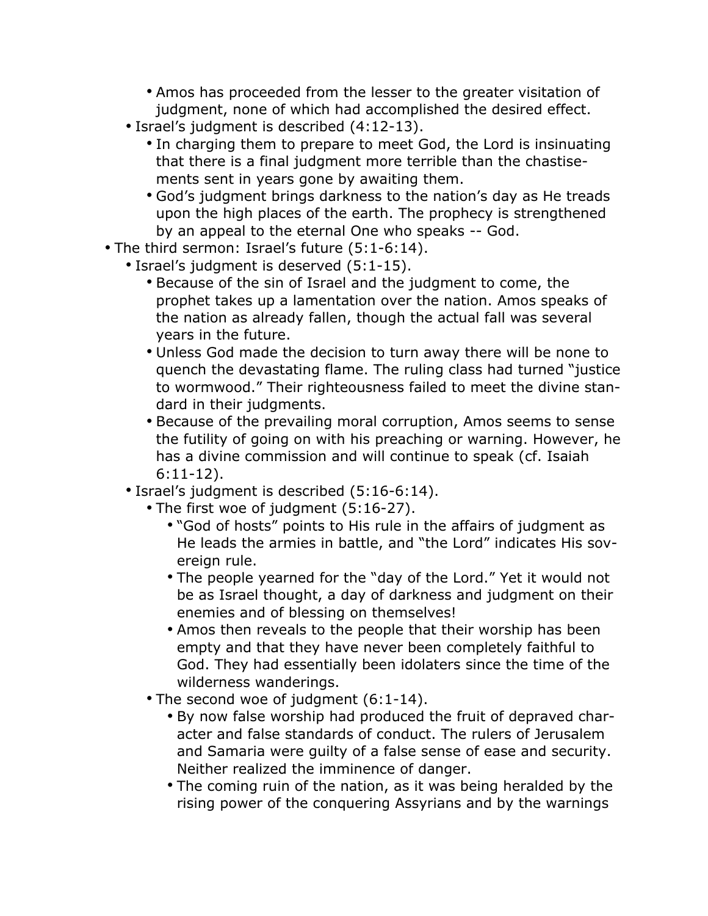- Amos has proceeded from the lesser to the greater visitation of judgment, none of which had accomplished the desired effect.
    - Israel’s judgment is described (4:12-13).
        - In charging them to prepare to meet God, the Lord is insinuating that there is a final judgment more terrible than the chastisements sent in years gone by awaiting them.
        - God’s judgment brings darkness to the nation’s day as He treads upon the high places of the earth. The prophecy is strengthened by an appeal to the eternal One who speaks -- God.
- The third sermon: Israel’s future (5:1-6:14).
    - Israel’s judgment is deserved (5:1-15).
        - Because of the sin of Israel and the judgment to come, the prophet takes up a lamentation over the nation. Amos speaks of the nation as already fallen, though the actual fall was several years in the future.
        - Unless God made the decision to turn away there will be none to quench the devastating flame. The ruling class had turned “justice to wormwood.” Their righteousness failed to meet the divine standard in their judgments.
        - Because of the prevailing moral corruption, Amos seems to sense the futility of going on with his preaching or warning. However, he has a divine commission and will continue to speak (cf. Isaiah 6:11-12).
    - Israel’s judgment is described (5:16-6:14).
        - The first woe of judgment (5:16-27).
            - “God of hosts” points to His rule in the affairs of judgment as He leads the armies in battle, and “the Lord” indicates His sovereign rule.
            - The people yearned for the “day of the Lord.” Yet it would not be as Israel thought, a day of darkness and judgment on their enemies and of blessing on themselves!
            - Amos then reveals to the people that their worship has been empty and that they have never been completely faithful to God. They had essentially been idolaters since the time of the wilderness wanderings.
        - The second woe of judgment (6:1-14).
            - By now false worship had produced the fruit of depraved character and false standards of conduct. The rulers of Jerusalem and Samaria were guilty of a false sense of ease and security. Neither realized the imminence of danger.
            - The coming ruin of the nation, as it was being heralded by the rising power of the conquering Assyrians and by the warnings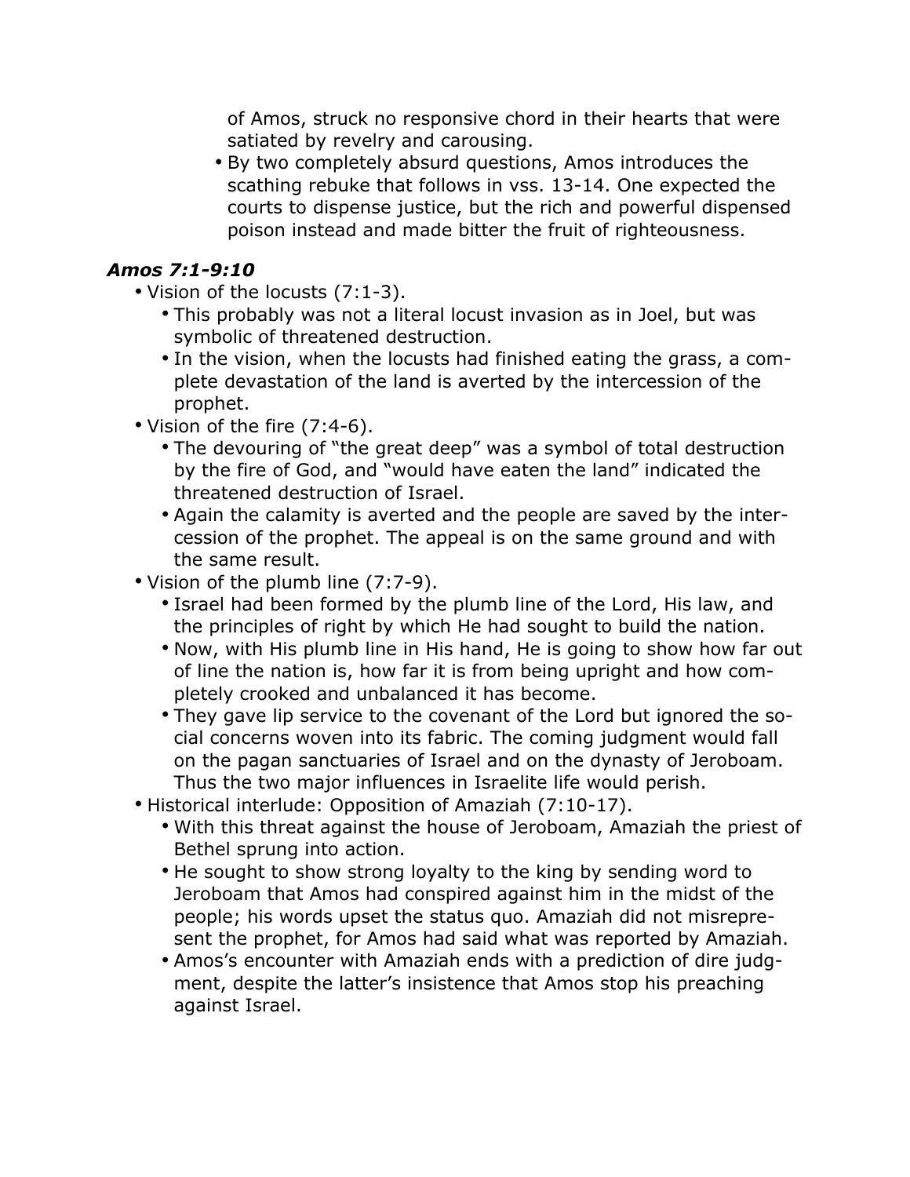of Amos, struck no responsive chord in their hearts that were satiated by revelry and carousing.
    - By two completely absurd questions, Amos introduces the scathing rebuke that follows in vss. 13-14. One expected the courts to dispense justice, but the rich and powerful dispensed poison instead and made bitter the fruit of righteousness.

### *Amos 7:1-9:10*

- Vision of the locusts (7:1-3).
    - This probably was not a literal locust invasion as in Joel, but was symbolic of threatened destruction.
    - In the vision, when the locusts had finished eating the grass, a complete devastation of the land is averted by the intercession of the prophet.
- Vision of the fire (7:4-6).
    - The devouring of "the great deep" was a symbol of total destruction by the fire of God, and "would have eaten the land" indicated the threatened destruction of Israel.
    - Again the calamity is averted and the people are saved by the intercession of the prophet. The appeal is on the same ground and with the same result.
- Vision of the plumb line (7:7-9).
    - Israel had been formed by the plumb line of the Lord, His law, and the principles of right by which He had sought to build the nation.
    - Now, with His plumb line in His hand, He is going to show how far out of line the nation is, how far it is from being upright and how completely crooked and unbalanced it has become.
    - They gave lip service to the covenant of the Lord but ignored the social concerns woven into its fabric. The coming judgment would fall on the pagan sanctuaries of Israel and on the dynasty of Jeroboam. Thus the two major influences in Israelite life would perish.
- Historical interlude: Opposition of Amaziah (7:10-17).
    - With this threat against the house of Jeroboam, Amaziah the priest of Bethel sprung into action.
    - He sought to show strong loyalty to the king by sending word to Jeroboam that Amos had conspired against him in the midst of the people; his words upset the status quo. Amaziah did not misrepresent the prophet, for Amos had said what was reported by Amaziah.
    - Amos's encounter with Amaziah ends with a prediction of dire judgment, despite the latter's insistence that Amos stop his preaching against Israel.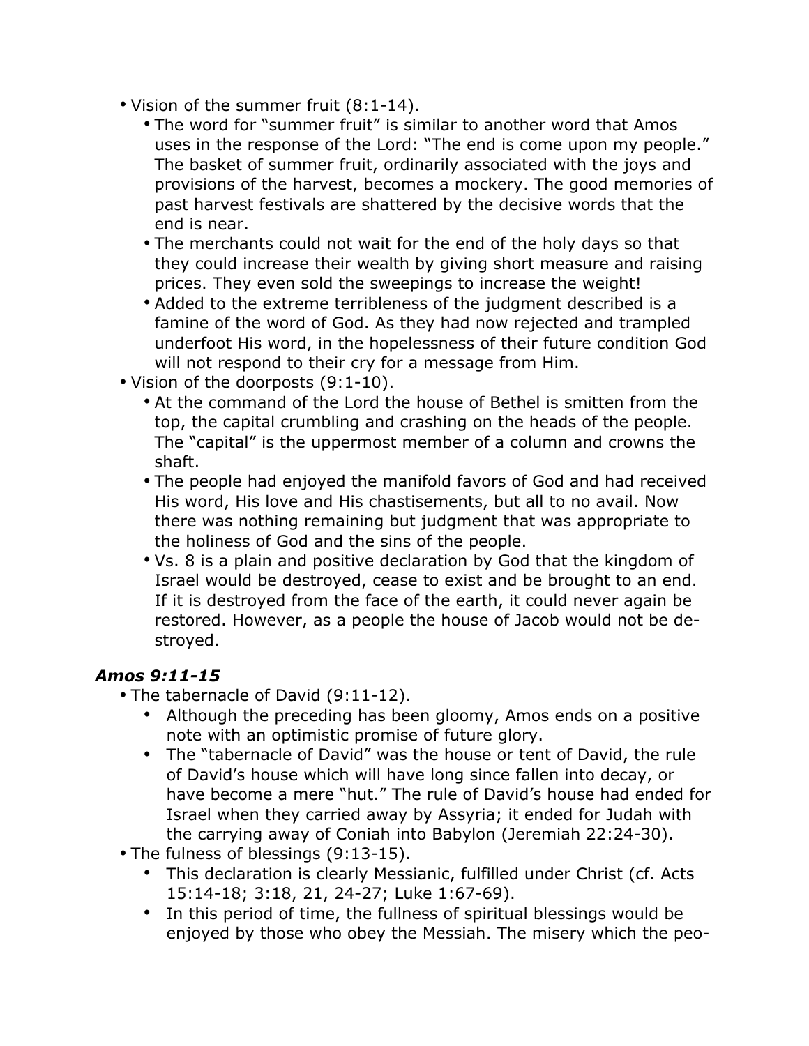- Vision of the summer fruit (8:1-14).
  - The word for "summer fruit" is similar to another word that Amos uses in the response of the Lord: "The end is come upon my people." The basket of summer fruit, ordinarily associated with the joys and provisions of the harvest, becomes a mockery. The good memories of past harvest festivals are shattered by the decisive words that the end is near.
  - The merchants could not wait for the end of the holy days so that they could increase their wealth by giving short measure and raising prices. They even sold the sweepings to increase the weight!
  - Added to the extreme terribleness of the judgment described is a famine of the word of God. As they had now rejected and trampled underfoot His word, in the hopelessness of their future condition God will not respond to their cry for a message from Him.
- Vision of the doorposts (9:1-10).
  - At the command of the Lord the house of Bethel is smitten from the top, the capital crumbling and crashing on the heads of the people. The "capital" is the uppermost member of a column and crowns the shaft.
  - The people had enjoyed the manifold favors of God and had received His word, His love and His chastisements, but all to no avail. Now there was nothing remaining but judgment that was appropriate to the holiness of God and the sins of the people.
  - Vs. 8 is a plain and positive declaration by God that the kingdom of Israel would be destroyed, cease to exist and be brought to an end. If it is destroyed from the face of the earth, it could never again be restored. However, as a people the house of Jacob would not be destroyed.

### *Amos 9:11-15*

- The tabernacle of David (9:11-12).
  - Although the preceding has been gloomy, Amos ends on a positive note with an optimistic promise of future glory.
  - The "tabernacle of David" was the house or tent of David, the rule of David's house which will have long since fallen into decay, or have become a mere "hut." The rule of David's house had ended for Israel when they carried away by Assyria; it ended for Judah with the carrying away of Coniah into Babylon (Jeremiah 22:24-30).
- The fulness of blessings (9:13-15).
  - This declaration is clearly Messianic, fulfilled under Christ (cf. Acts 15:14-18; 3:18, 21, 24-27; Luke 1:67-69).
  - In this period of time, the fullness of spiritual blessings would be enjoyed by those who obey the Messiah. The misery which the peo-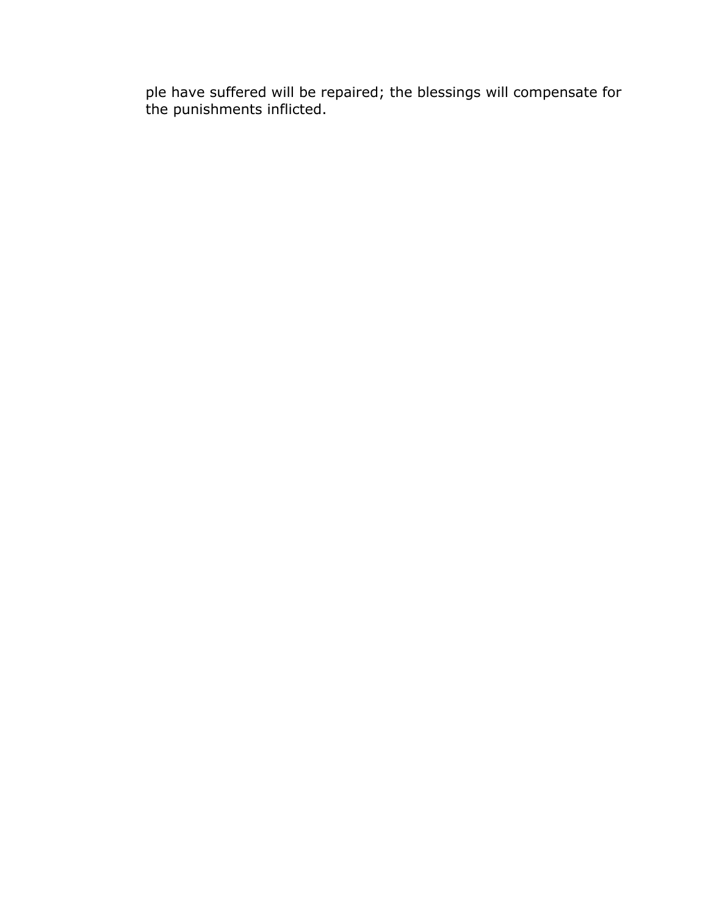ple have suffered will be repaired; the blessings will compensate for the punishments inflicted.